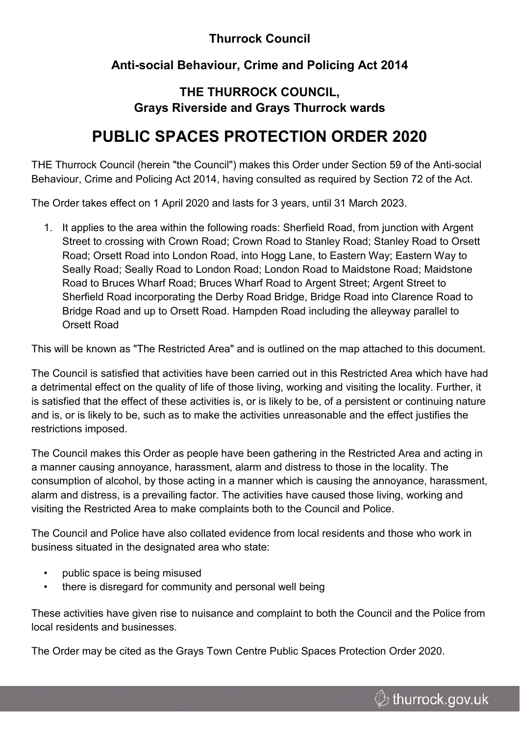**Thurrock Council**

**Anti-social Behaviour, Crime and Policing Act 2014**

**THE THURROCK COUNCIL,**
**Grays Riverside and Grays Thurrock wards**

# PUBLIC SPACES PROTECTION ORDER 2020

THE Thurrock Council (herein "the Council") makes this Order under Section 59 of the Anti-social Behaviour, Crime and Policing Act 2014, having consulted as required by Section 72 of the Act.

The Order takes effect on 1 April 2020 and lasts for 3 years, until 31 March 2023.

1. It applies to the area within the following roads: Sherfield Road, from junction with Argent Street to crossing with Crown Road; Crown Road to Stanley Road; Stanley Road to Orsett Road; Orsett Road into London Road, into Hogg Lane, to Eastern Way; Eastern Way to Seally Road; Seally Road to London Road; London Road to Maidstone Road; Maidstone Road to Bruces Wharf Road; Bruces Wharf Road to Argent Street; Argent Street to Sherfield Road incorporating the Derby Road Bridge, Bridge Road into Clarence Road to Bridge Road and up to Orsett Road. Hampden Road including the alleyway parallel to Orsett Road

This will be known as "The Restricted Area" and is outlined on the map attached to this document.

The Council is satisfied that activities have been carried out in this Restricted Area which have had a detrimental effect on the quality of life of those living, working and visiting the locality. Further, it is satisfied that the effect of these activities is, or is likely to be, of a persistent or continuing nature and is, or is likely to be, such as to make the activities unreasonable and the effect justifies the restrictions imposed.

The Council makes this Order as people have been gathering in the Restricted Area and acting in a manner causing annoyance, harassment, alarm and distress to those in the locality. The consumption of alcohol, by those acting in a manner which is causing the annoyance, harassment, alarm and distress, is a prevailing factor. The activities have caused those living, working and visiting the Restricted Area to make complaints both to the Council and Police.

The Council and Police have also collated evidence from local residents and those who work in business situated in the designated area who state:

- public space is being misused
- there is disregard for community and personal well being

These activities have given rise to nuisance and complaint to both the Council and the Police from local residents and businesses.

The Order may be cited as the Grays Town Centre Public Spaces Protection Order 2020.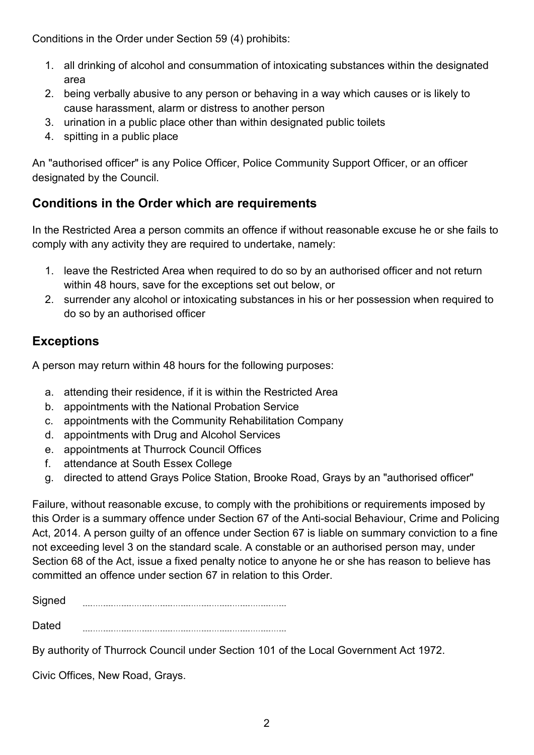Conditions in the Order under Section 59 (4) prohibits:

1. all drinking of alcohol and consummation of intoxicating substances within the designated area
2. being verbally abusive to any person or behaving in a way which causes or is likely to cause harassment, alarm or distress to another person
3. urination in a public place other than within designated public toilets
4. spitting in a public place

An "authorised officer" is any Police Officer, Police Community Support Officer, or an officer designated by the Council.

## Conditions in the Order which are requirements

In the Restricted Area a person commits an offence if without reasonable excuse he or she fails to comply with any activity they are required to undertake, namely:

1. leave the Restricted Area when required to do so by an authorised officer and not return within 48 hours, save for the exceptions set out below, or
2. surrender any alcohol or intoxicating substances in his or her possession when required to do so by an authorised officer

## Exceptions

A person may return within 48 hours for the following purposes:

a. attending their residence, if it is within the Restricted Area
b. appointments with the National Probation Service
c. appointments with the Community Rehabilitation Company
d. appointments with Drug and Alcohol Services
e. appointments at Thurrock Council Offices
f. attendance at South Essex College
g. directed to attend Grays Police Station, Brooke Road, Grays by an "authorised officer"

Failure, without reasonable excuse, to comply with the prohibitions or requirements imposed by this Order is a summary offence under Section 67 of the Anti-social Behaviour, Crime and Policing Act, 2014. A person guilty of an offence under Section 67 is liable on summary conviction to a fine not exceeding level 3 on the standard scale. A constable or an authorised person may, under Section 68 of the Act, issue a fixed penalty notice to anyone he or she has reason to believe has committed an offence under section 67 in relation to this Order.

Signed ..............................................................

Dated ..............................................................

By authority of Thurrock Council under Section 101 of the Local Government Act 1972.

Civic Offices, New Road, Grays.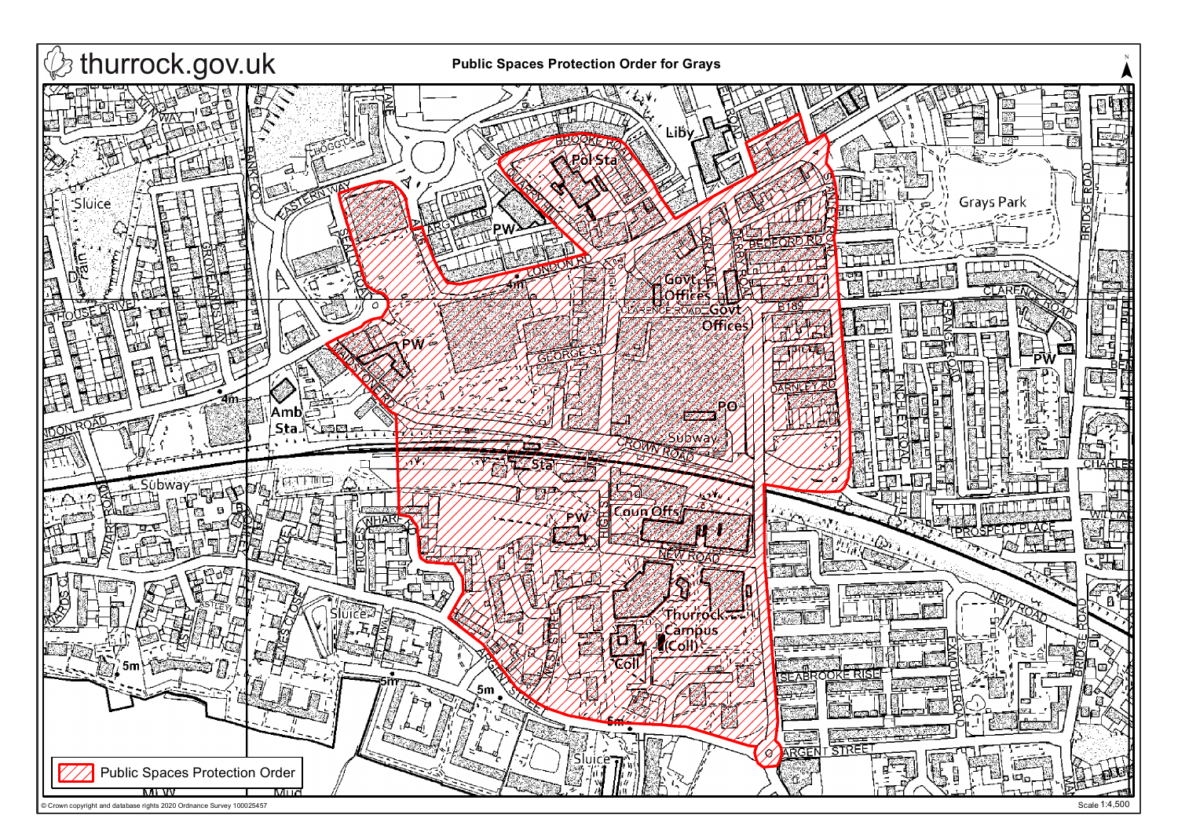thurrock.gov.uk

# Public Spaces Protection Order for Grays

Public Spaces Protection Order

© Crown copyright and database rights 2020 Ordnance Survey 100025457

Scale 1:4,500